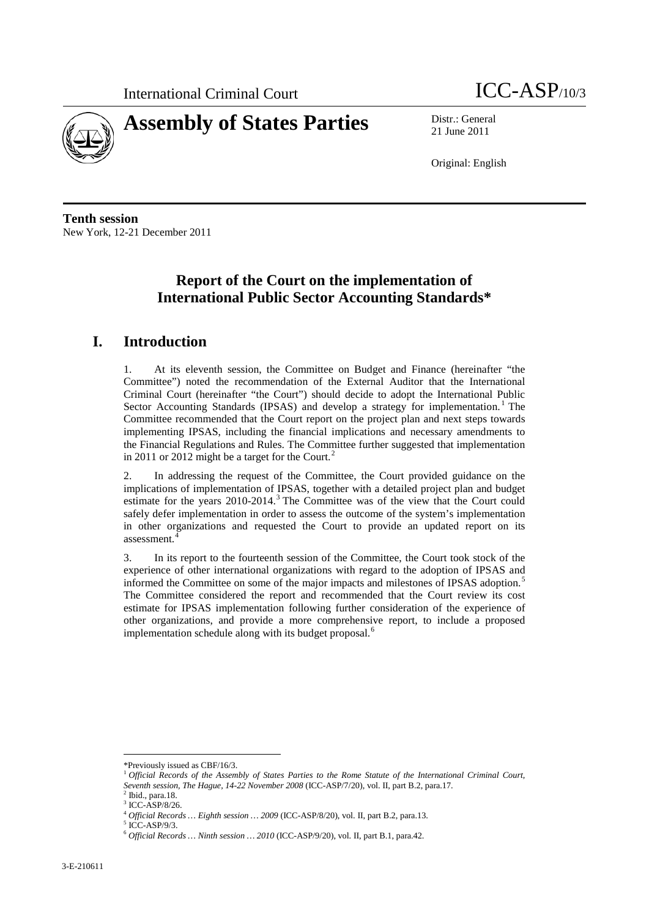International Criminal Court

ICC-ASP/10/3

# Assembly of States Parties

Distr.: General
21 June 2011

Original: English

**Tenth session**
New York, 12-21 December 2011

## Report of the Court on the implementation of International Public Sector Accounting Standards*

## I. Introduction

1. At its eleventh session, the Committee on Budget and Finance (hereinafter "the Committee") noted the recommendation of the External Auditor that the International Criminal Court (hereinafter "the Court") should decide to adopt the International Public Sector Accounting Standards (IPSAS) and develop a strategy for implementation.[1] The Committee recommended that the Court report on the project plan and next steps towards implementing IPSAS, including the financial implications and necessary amendments to the Financial Regulations and Rules. The Committee further suggested that implementation in 2011 or 2012 might be a target for the Court.[2]

2. In addressing the request of the Committee, the Court provided guidance on the implications of implementation of IPSAS, together with a detailed project plan and budget estimate for the years 2010-2014.[3] The Committee was of the view that the Court could safely defer implementation in order to assess the outcome of the system's implementation in other organizations and requested the Court to provide an updated report on its assessment.[4]

3. In its report to the fourteenth session of the Committee, the Court took stock of the experience of other international organizations with regard to the adoption of IPSAS and informed the Committee on some of the major impacts and milestones of IPSAS adoption.[5] The Committee considered the report and recommended that the Court review its cost estimate for IPSAS implementation following further consideration of the experience of other organizations, and provide a more comprehensive report, to include a proposed implementation schedule along with its budget proposal.[6]

---

*Previously issued as CBF/16/3.

[1] *Official Records of the Assembly of States Parties to the Rome Statute of the International Criminal Court, Seventh session, The Hague, 14-22 November 2008* (ICC-ASP/7/20), vol. II, part B.2, para.17.

[2] Ibid., para.18.

[3] ICC-ASP/8/26.

[4] *Official Records … Eighth session … 2009* (ICC-ASP/8/20), vol. II, part B.2, para.13.

[5] ICC-ASP/9/3.

[6] *Official Records … Ninth session … 2010* (ICC-ASP/9/20), vol. II, part B.1, para.42.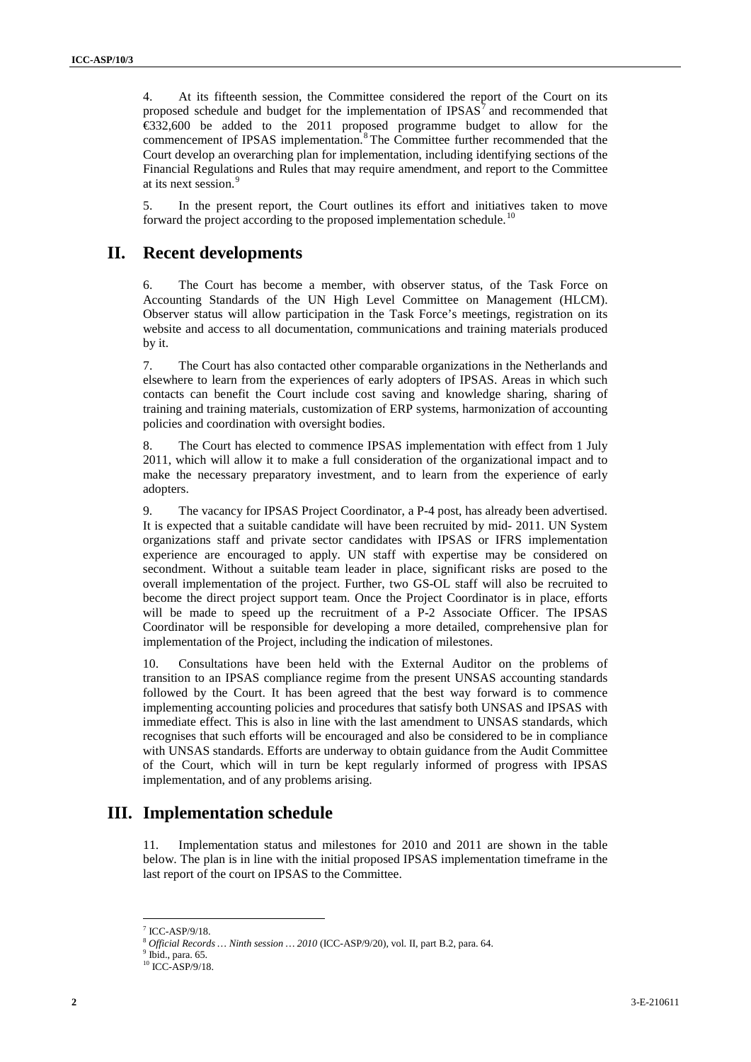4. At its fifteenth session, the Committee considered the report of the Court on its proposed schedule and budget for the implementation of IPSAS[7] and recommended that €332,600 be added to the 2011 proposed programme budget to allow for the commencement of IPSAS implementation.[8] The Committee further recommended that the Court develop an overarching plan for implementation, including identifying sections of the Financial Regulations and Rules that may require amendment, and report to the Committee at its next session.[9]

5. In the present report, the Court outlines its effort and initiatives taken to move forward the project according to the proposed implementation schedule.[10]

# II. Recent developments

6. The Court has become a member, with observer status, of the Task Force on Accounting Standards of the UN High Level Committee on Management (HLCM). Observer status will allow participation in the Task Force's meetings, registration on its website and access to all documentation, communications and training materials produced by it.

7. The Court has also contacted other comparable organizations in the Netherlands and elsewhere to learn from the experiences of early adopters of IPSAS. Areas in which such contacts can benefit the Court include cost saving and knowledge sharing, sharing of training and training materials, customization of ERP systems, harmonization of accounting policies and coordination with oversight bodies.

8. The Court has elected to commence IPSAS implementation with effect from 1 July 2011, which will allow it to make a full consideration of the organizational impact and to make the necessary preparatory investment, and to learn from the experience of early adopters.

9. The vacancy for IPSAS Project Coordinator, a P-4 post, has already been advertised. It is expected that a suitable candidate will have been recruited by mid- 2011. UN System organizations staff and private sector candidates with IPSAS or IFRS implementation experience are encouraged to apply. UN staff with expertise may be considered on secondment. Without a suitable team leader in place, significant risks are posed to the overall implementation of the project. Further, two GS-OL staff will also be recruited to become the direct project support team. Once the Project Coordinator is in place, efforts will be made to speed up the recruitment of a P-2 Associate Officer. The IPSAS Coordinator will be responsible for developing a more detailed, comprehensive plan for implementation of the Project, including the indication of milestones.

10. Consultations have been held with the External Auditor on the problems of transition to an IPSAS compliance regime from the present UNSAS accounting standards followed by the Court. It has been agreed that the best way forward is to commence implementing accounting policies and procedures that satisfy both UNSAS and IPSAS with immediate effect. This is also in line with the last amendment to UNSAS standards, which recognises that such efforts will be encouraged and also be considered to be in compliance with UNSAS standards. Efforts are underway to obtain guidance from the Audit Committee of the Court, which will in turn be kept regularly informed of progress with IPSAS implementation, and of any problems arising.

# III. Implementation schedule

11. Implementation status and milestones for 2010 and 2011 are shown in the table below. The plan is in line with the initial proposed IPSAS implementation timeframe in the last report of the court on IPSAS to the Committee.

---

[7] ICC-ASP/9/18.

[8] *Official Records … Ninth session … 2010* (ICC-ASP/9/20), vol. II, part B.2, para. 64.

[9] Ibid., para. 65.

[10] ICC-ASP/9/18.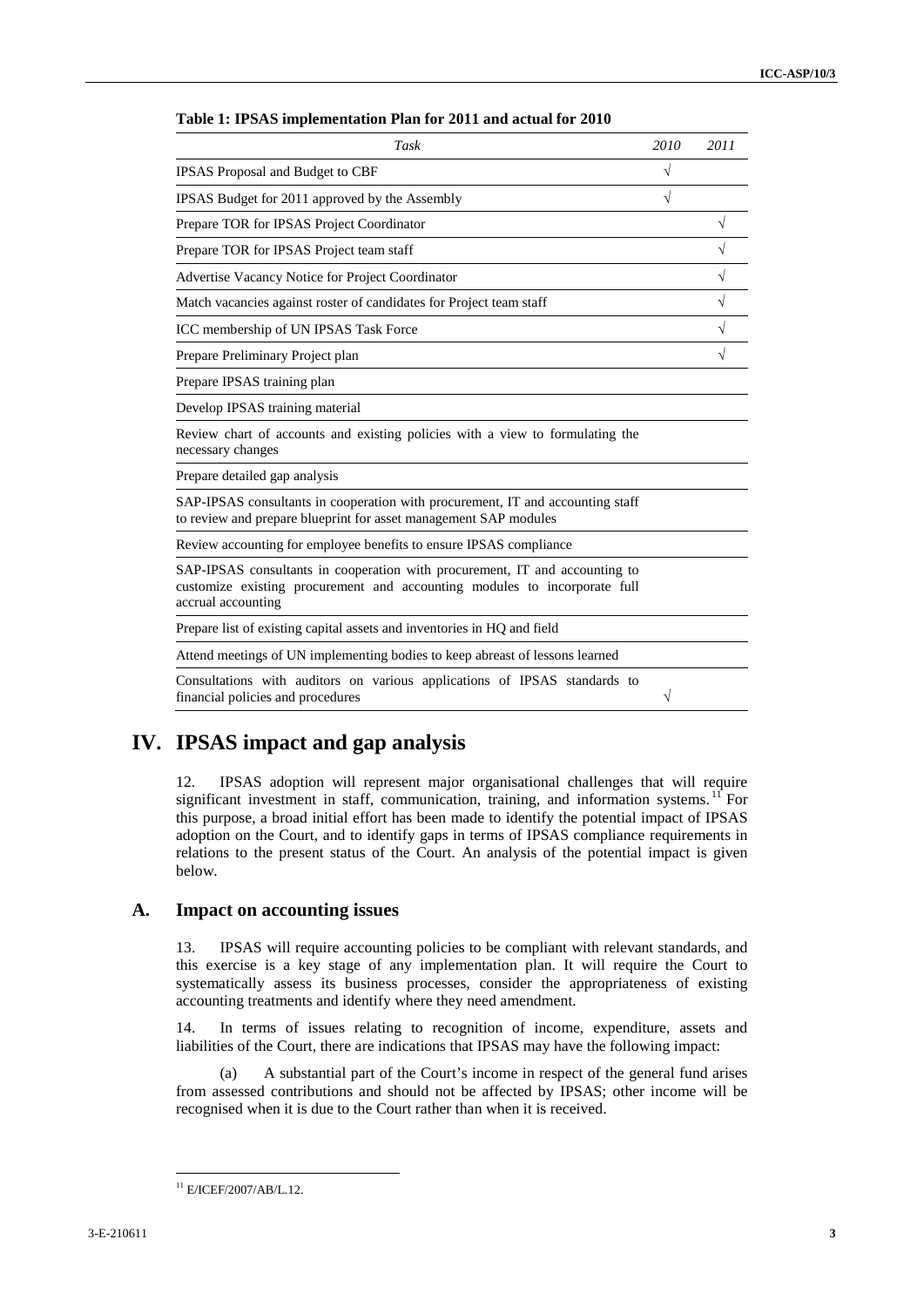**Table 1: IPSAS implementation Plan for 2011 and actual for 2010**

| *Task* | *2010* | *2011* |
|---|---|---|
| IPSAS Proposal and Budget to CBF | √ | |
| IPSAS Budget for 2011 approved by the Assembly | √ | |
| Prepare TOR for IPSAS Project Coordinator | | √ |
| Prepare TOR for IPSAS Project team staff | | √ |
| Advertise Vacancy Notice for Project Coordinator | | √ |
| Match vacancies against roster of candidates for Project team staff | | √ |
| ICC membership of UN IPSAS Task Force | | √ |
| Prepare Preliminary Project plan | | √ |
| Prepare IPSAS training plan | | |
| Develop IPSAS training material | | |
| Review chart of accounts and existing policies with a view to formulating the necessary changes | | |
| Prepare detailed gap analysis | | |
| SAP-IPSAS consultants in cooperation with procurement, IT and accounting staff to review and prepare blueprint for asset management SAP modules | | |
| Review accounting for employee benefits to ensure IPSAS compliance | | |
| SAP-IPSAS consultants in cooperation with procurement, IT and accounting to customize existing procurement and accounting modules to incorporate full accrual accounting | | |
| Prepare list of existing capital assets and inventories in HQ and field | | |
| Attend meetings of UN implementing bodies to keep abreast of lessons learned | | |
| Consultations with auditors on various applications of IPSAS standards to financial policies and procedures | √ | |

# IV. IPSAS impact and gap analysis

12. IPSAS adoption will represent major organisational challenges that will require significant investment in staff, communication, training, and information systems.[11] For this purpose, a broad initial effort has been made to identify the potential impact of IPSAS adoption on the Court, and to identify gaps in terms of IPSAS compliance requirements in relations to the present status of the Court. An analysis of the potential impact is given below.

## A. Impact on accounting issues

13. IPSAS will require accounting policies to be compliant with relevant standards, and this exercise is a key stage of any implementation plan. It will require the Court to systematically assess its business processes, consider the appropriateness of existing accounting treatments and identify where they need amendment.

14. In terms of issues relating to recognition of income, expenditure, assets and liabilities of the Court, there are indications that IPSAS may have the following impact:

(a) A substantial part of the Court's income in respect of the general fund arises from assessed contributions and should not be affected by IPSAS; other income will be recognised when it is due to the Court rather than when it is received.

[11] E/ICEF/2007/AB/L.12.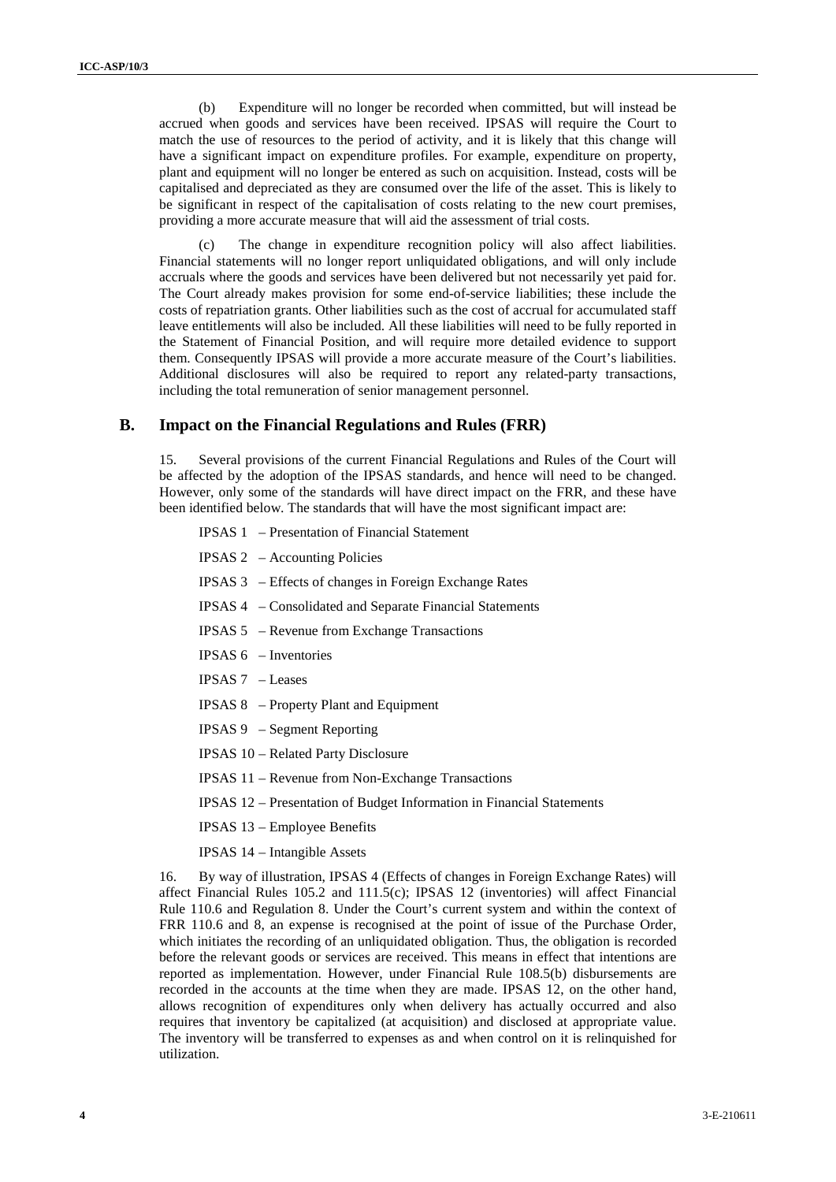(b) Expenditure will no longer be recorded when committed, but will instead be accrued when goods and services have been received. IPSAS will require the Court to match the use of resources to the period of activity, and it is likely that this change will have a significant impact on expenditure profiles. For example, expenditure on property, plant and equipment will no longer be entered as such on acquisition. Instead, costs will be capitalised and depreciated as they are consumed over the life of the asset. This is likely to be significant in respect of the capitalisation of costs relating to the new court premises, providing a more accurate measure that will aid the assessment of trial costs.

(c) The change in expenditure recognition policy will also affect liabilities. Financial statements will no longer report unliquidated obligations, and will only include accruals where the goods and services have been delivered but not necessarily yet paid for. The Court already makes provision for some end-of-service liabilities; these include the costs of repatriation grants. Other liabilities such as the cost of accrual for accumulated staff leave entitlements will also be included. All these liabilities will need to be fully reported in the Statement of Financial Position, and will require more detailed evidence to support them. Consequently IPSAS will provide a more accurate measure of the Court's liabilities. Additional disclosures will also be required to report any related-party transactions, including the total remuneration of senior management personnel.

## B. Impact on the Financial Regulations and Rules (FRR)

15. Several provisions of the current Financial Regulations and Rules of the Court will be affected by the adoption of the IPSAS standards, and hence will need to be changed. However, only some of the standards will have direct impact on the FRR, and these have been identified below. The standards that will have the most significant impact are:

IPSAS 1 – Presentation of Financial Statement

IPSAS 2 – Accounting Policies

IPSAS 3 – Effects of changes in Foreign Exchange Rates

IPSAS 4 – Consolidated and Separate Financial Statements

IPSAS 5 – Revenue from Exchange Transactions

IPSAS 6 – Inventories

IPSAS 7 – Leases

IPSAS 8 – Property Plant and Equipment

IPSAS 9 – Segment Reporting

IPSAS 10 – Related Party Disclosure

IPSAS 11 – Revenue from Non-Exchange Transactions

IPSAS 12 – Presentation of Budget Information in Financial Statements

IPSAS 13 – Employee Benefits

IPSAS 14 – Intangible Assets

16. By way of illustration, IPSAS 4 (Effects of changes in Foreign Exchange Rates) will affect Financial Rules 105.2 and 111.5(c); IPSAS 12 (inventories) will affect Financial Rule 110.6 and Regulation 8. Under the Court's current system and within the context of FRR 110.6 and 8, an expense is recognised at the point of issue of the Purchase Order, which initiates the recording of an unliquidated obligation. Thus, the obligation is recorded before the relevant goods or services are received. This means in effect that intentions are reported as implementation. However, under Financial Rule 108.5(b) disbursements are recorded in the accounts at the time when they are made. IPSAS 12, on the other hand, allows recognition of expenditures only when delivery has actually occurred and also requires that inventory be capitalized (at acquisition) and disclosed at appropriate value. The inventory will be transferred to expenses as and when control on it is relinquished for utilization.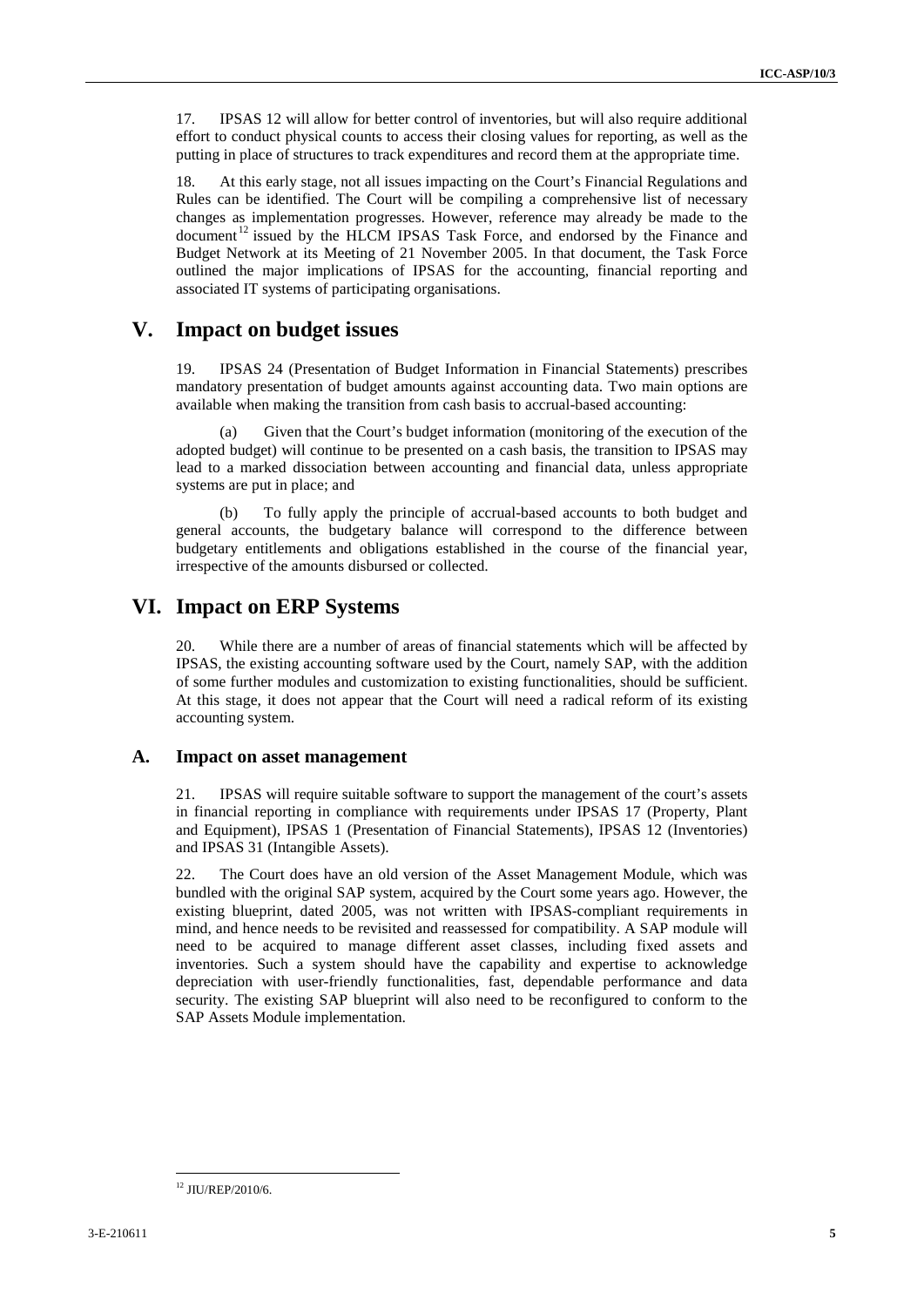17. IPSAS 12 will allow for better control of inventories, but will also require additional effort to conduct physical counts to access their closing values for reporting, as well as the putting in place of structures to track expenditures and record them at the appropriate time.

18. At this early stage, not all issues impacting on the Court's Financial Regulations and Rules can be identified. The Court will be compiling a comprehensive list of necessary changes as implementation progresses. However, reference may already be made to the document[12] issued by the HLCM IPSAS Task Force, and endorsed by the Finance and Budget Network at its Meeting of 21 November 2005. In that document, the Task Force outlined the major implications of IPSAS for the accounting, financial reporting and associated IT systems of participating organisations.

# V. Impact on budget issues

19. IPSAS 24 (Presentation of Budget Information in Financial Statements) prescribes mandatory presentation of budget amounts against accounting data. Two main options are available when making the transition from cash basis to accrual-based accounting:

(a) Given that the Court's budget information (monitoring of the execution of the adopted budget) will continue to be presented on a cash basis, the transition to IPSAS may lead to a marked dissociation between accounting and financial data, unless appropriate systems are put in place; and

(b) To fully apply the principle of accrual-based accounts to both budget and general accounts, the budgetary balance will correspond to the difference between budgetary entitlements and obligations established in the course of the financial year, irrespective of the amounts disbursed or collected.

# VI. Impact on ERP Systems

20. While there are a number of areas of financial statements which will be affected by IPSAS, the existing accounting software used by the Court, namely SAP, with the addition of some further modules and customization to existing functionalities, should be sufficient. At this stage, it does not appear that the Court will need a radical reform of its existing accounting system.

## A. Impact on asset management

21. IPSAS will require suitable software to support the management of the court's assets in financial reporting in compliance with requirements under IPSAS 17 (Property, Plant and Equipment), IPSAS 1 (Presentation of Financial Statements), IPSAS 12 (Inventories) and IPSAS 31 (Intangible Assets).

22. The Court does have an old version of the Asset Management Module, which was bundled with the original SAP system, acquired by the Court some years ago. However, the existing blueprint, dated 2005, was not written with IPSAS-compliant requirements in mind, and hence needs to be revisited and reassessed for compatibility. A SAP module will need to be acquired to manage different asset classes, including fixed assets and inventories. Such a system should have the capability and expertise to acknowledge depreciation with user-friendly functionalities, fast, dependable performance and data security. The existing SAP blueprint will also need to be reconfigured to conform to the SAP Assets Module implementation.

---

[12] JIU/REP/2010/6.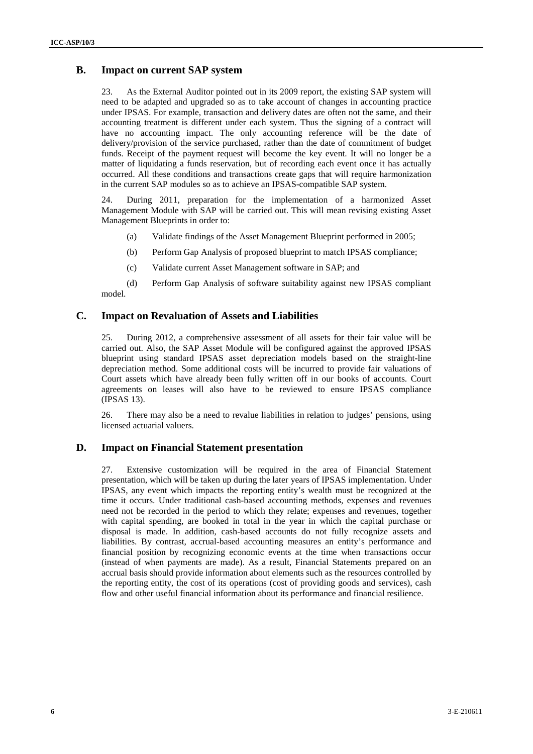## B. Impact on current SAP system

23. As the External Auditor pointed out in its 2009 report, the existing SAP system will need to be adapted and upgraded so as to take account of changes in accounting practice under IPSAS. For example, transaction and delivery dates are often not the same, and their accounting treatment is different under each system. Thus the signing of a contract will have no accounting impact. The only accounting reference will be the date of delivery/provision of the service purchased, rather than the date of commitment of budget funds. Receipt of the payment request will become the key event. It will no longer be a matter of liquidating a funds reservation, but of recording each event once it has actually occurred. All these conditions and transactions create gaps that will require harmonization in the current SAP modules so as to achieve an IPSAS-compatible SAP system.

24. During 2011, preparation for the implementation of a harmonized Asset Management Module with SAP will be carried out. This will mean revising existing Asset Management Blueprints in order to:

(a) Validate findings of the Asset Management Blueprint performed in 2005;

(b) Perform Gap Analysis of proposed blueprint to match IPSAS compliance;

(c) Validate current Asset Management software in SAP; and

(d) Perform Gap Analysis of software suitability against new IPSAS compliant model.

## C. Impact on Revaluation of Assets and Liabilities

25. During 2012, a comprehensive assessment of all assets for their fair value will be carried out. Also, the SAP Asset Module will be configured against the approved IPSAS blueprint using standard IPSAS asset depreciation models based on the straight-line depreciation method. Some additional costs will be incurred to provide fair valuations of Court assets which have already been fully written off in our books of accounts. Court agreements on leases will also have to be reviewed to ensure IPSAS compliance (IPSAS 13).

26. There may also be a need to revalue liabilities in relation to judges' pensions, using licensed actuarial valuers.

## D. Impact on Financial Statement presentation

27. Extensive customization will be required in the area of Financial Statement presentation, which will be taken up during the later years of IPSAS implementation. Under IPSAS, any event which impacts the reporting entity's wealth must be recognized at the time it occurs. Under traditional cash-based accounting methods, expenses and revenues need not be recorded in the period to which they relate; expenses and revenues, together with capital spending, are booked in total in the year in which the capital purchase or disposal is made. In addition, cash-based accounts do not fully recognize assets and liabilities. By contrast, accrual-based accounting measures an entity's performance and financial position by recognizing economic events at the time when transactions occur (instead of when payments are made). As a result, Financial Statements prepared on an accrual basis should provide information about elements such as the resources controlled by the reporting entity, the cost of its operations (cost of providing goods and services), cash flow and other useful financial information about its performance and financial resilience.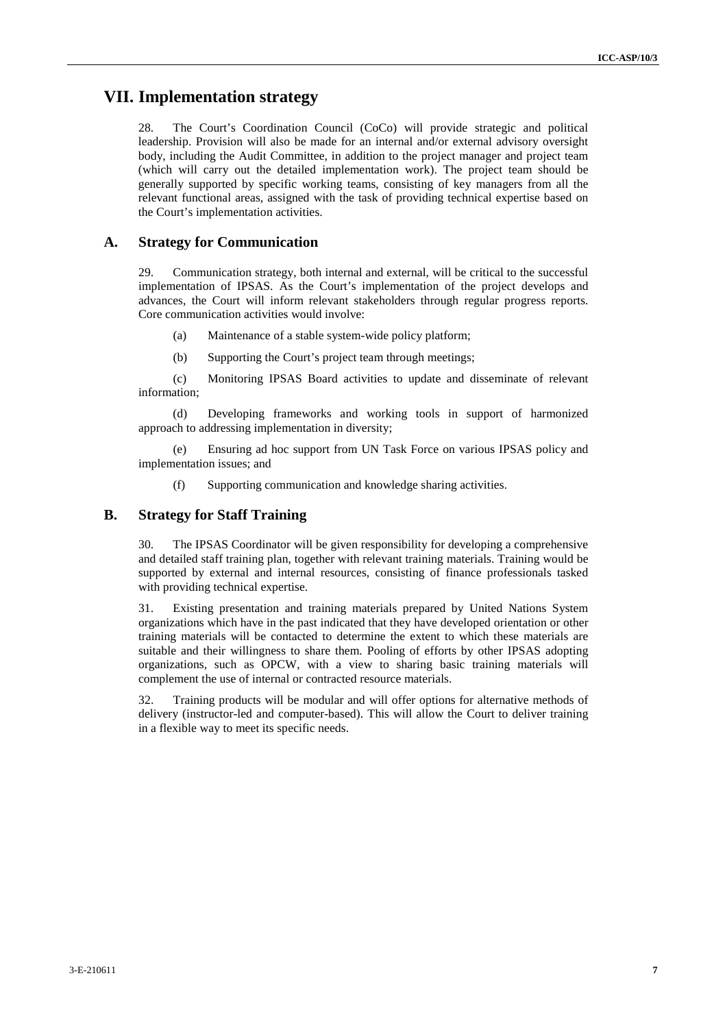# VII. Implementation strategy

28. The Court's Coordination Council (CoCo) will provide strategic and political leadership. Provision will also be made for an internal and/or external advisory oversight body, including the Audit Committee, in addition to the project manager and project team (which will carry out the detailed implementation work). The project team should be generally supported by specific working teams, consisting of key managers from all the relevant functional areas, assigned with the task of providing technical expertise based on the Court's implementation activities.

## A. Strategy for Communication

29. Communication strategy, both internal and external, will be critical to the successful implementation of IPSAS. As the Court's implementation of the project develops and advances, the Court will inform relevant stakeholders through regular progress reports. Core communication activities would involve:

(a) Maintenance of a stable system-wide policy platform;

(b) Supporting the Court's project team through meetings;

(c) Monitoring IPSAS Board activities to update and disseminate of relevant information;

(d) Developing frameworks and working tools in support of harmonized approach to addressing implementation in diversity;

(e) Ensuring ad hoc support from UN Task Force on various IPSAS policy and implementation issues; and

(f) Supporting communication and knowledge sharing activities.

## B. Strategy for Staff Training

30. The IPSAS Coordinator will be given responsibility for developing a comprehensive and detailed staff training plan, together with relevant training materials. Training would be supported by external and internal resources, consisting of finance professionals tasked with providing technical expertise.

31. Existing presentation and training materials prepared by United Nations System organizations which have in the past indicated that they have developed orientation or other training materials will be contacted to determine the extent to which these materials are suitable and their willingness to share them. Pooling of efforts by other IPSAS adopting organizations, such as OPCW, with a view to sharing basic training materials will complement the use of internal or contracted resource materials.

32. Training products will be modular and will offer options for alternative methods of delivery (instructor-led and computer-based). This will allow the Court to deliver training in a flexible way to meet its specific needs.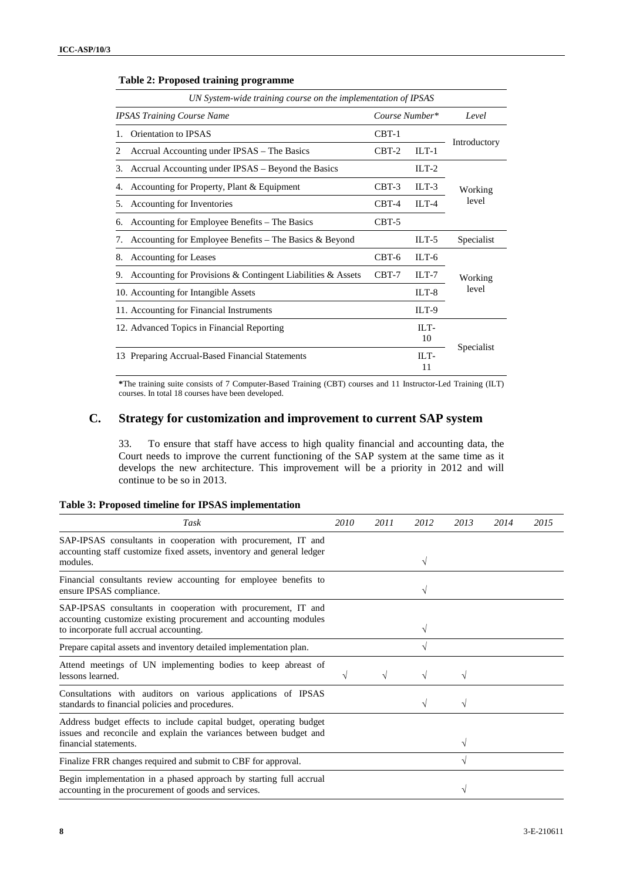**Table 2: Proposed training programme**

| *UN System-wide training course on the implementation of IPSAS* | | | |
|---|---|---|---|
| *IPSAS Training Course Name* | *Course Number\** | | *Level* |
| 1. Orientation to IPSAS | CBT-1 | | Introductory |
| 2 Accrual Accounting under IPSAS – The Basics | CBT-2 | ILT-1 | |
| 3. Accrual Accounting under IPSAS – Beyond the Basics | | ILT-2 | Working level |
| 4. Accounting for Property, Plant & Equipment | CBT-3 | ILT-3 | |
| 5. Accounting for Inventories | CBT-4 | ILT-4 | |
| 6. Accounting for Employee Benefits – The Basics | CBT-5 | | |
| 7. Accounting for Employee Benefits – The Basics & Beyond | | ILT-5 | Specialist |
| 8. Accounting for Leases | CBT-6 | ILT-6 | Working level |
| 9. Accounting for Provisions & Contingent Liabilities & Assets | CBT-7 | ILT-7 | |
| 10. Accounting for Intangible Assets | | ILT-8 | |
| 11. Accounting for Financial Instruments | | ILT-9 | |
| 12. Advanced Topics in Financial Reporting | | ILT-10 | Specialist |
| 13 Preparing Accrual-Based Financial Statements | | ILT-11 | |

**\***The training suite consists of 7 Computer-Based Training (CBT) courses and 11 Instructor-Led Training (ILT) courses. In total 18 courses have been developed.

## C. Strategy for customization and improvement to current SAP system

33. To ensure that staff have access to high quality financial and accounting data, the Court needs to improve the current functioning of the SAP system at the same time as it develops the new architecture. This improvement will be a priority in 2012 and will continue to be so in 2013.

**Table 3: Proposed timeline for IPSAS implementation**

| *Task* | *2010* | *2011* | *2012* | *2013* | *2014* | *2015* |
|---|---|---|---|---|---|---|
| SAP-IPSAS consultants in cooperation with procurement, IT and accounting staff customize fixed assets, inventory and general ledger modules. | | | √ | | | |
| Financial consultants review accounting for employee benefits to ensure IPSAS compliance. | | | √ | | | |
| SAP-IPSAS consultants in cooperation with procurement, IT and accounting customize existing procurement and accounting modules to incorporate full accrual accounting. | | | √ | | | |
| Prepare capital assets and inventory detailed implementation plan. | | | √ | | | |
| Attend meetings of UN implementing bodies to keep abreast of lessons learned. | √ | √ | √ | √ | | |
| Consultations with auditors on various applications of IPSAS standards to financial policies and procedures. | | | √ | √ | | |
| Address budget effects to include capital budget, operating budget issues and reconcile and explain the variances between budget and financial statements. | | | | √ | | |
| Finalize FRR changes required and submit to CBF for approval. | | | | √ | | |
| Begin implementation in a phased approach by starting full accrual accounting in the procurement of goods and services. | | | | √ | | |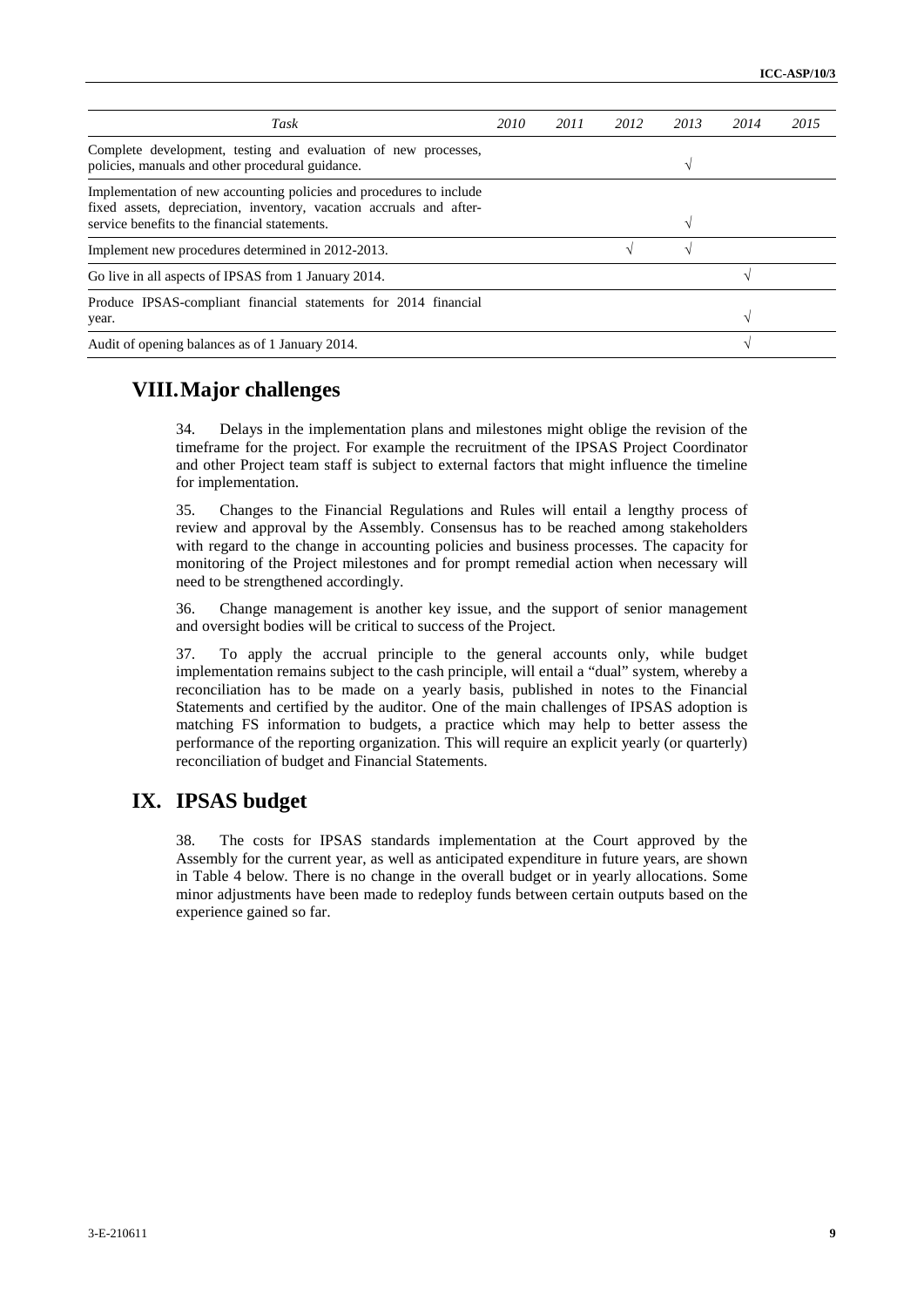| *Task* | *2010* | *2011* | *2012* | *2013* | *2014* | *2015* |
|---|---|---|---|---|---|---|
| Complete development, testing and evaluation of new processes, policies, manuals and other procedural guidance. | | | | √ | | |
| Implementation of new accounting policies and procedures to include fixed assets, depreciation, inventory, vacation accruals and after-service benefits to the financial statements. | | | | √ | | |
| Implement new procedures determined in 2012-2013. | | | √ | √ | | |
| Go live in all aspects of IPSAS from 1 January 2014. | | | | | √ | |
| Produce IPSAS-compliant financial statements for 2014 financial year. | | | | | √ | |
| Audit of opening balances as of 1 January 2014. | | | | | √ | |

## VIII. Major challenges

34. Delays in the implementation plans and milestones might oblige the revision of the timeframe for the project. For example the recruitment of the IPSAS Project Coordinator and other Project team staff is subject to external factors that might influence the timeline for implementation.

35. Changes to the Financial Regulations and Rules will entail a lengthy process of review and approval by the Assembly. Consensus has to be reached among stakeholders with regard to the change in accounting policies and business processes. The capacity for monitoring of the Project milestones and for prompt remedial action when necessary will need to be strengthened accordingly.

36. Change management is another key issue, and the support of senior management and oversight bodies will be critical to success of the Project.

37. To apply the accrual principle to the general accounts only, while budget implementation remains subject to the cash principle, will entail a "dual" system, whereby a reconciliation has to be made on a yearly basis, published in notes to the Financial Statements and certified by the auditor. One of the main challenges of IPSAS adoption is matching FS information to budgets, a practice which may help to better assess the performance of the reporting organization. This will require an explicit yearly (or quarterly) reconciliation of budget and Financial Statements.

## IX. IPSAS budget

38. The costs for IPSAS standards implementation at the Court approved by the Assembly for the current year, as well as anticipated expenditure in future years, are shown in Table 4 below. There is no change in the overall budget or in yearly allocations. Some minor adjustments have been made to redeploy funds between certain outputs based on the experience gained so far.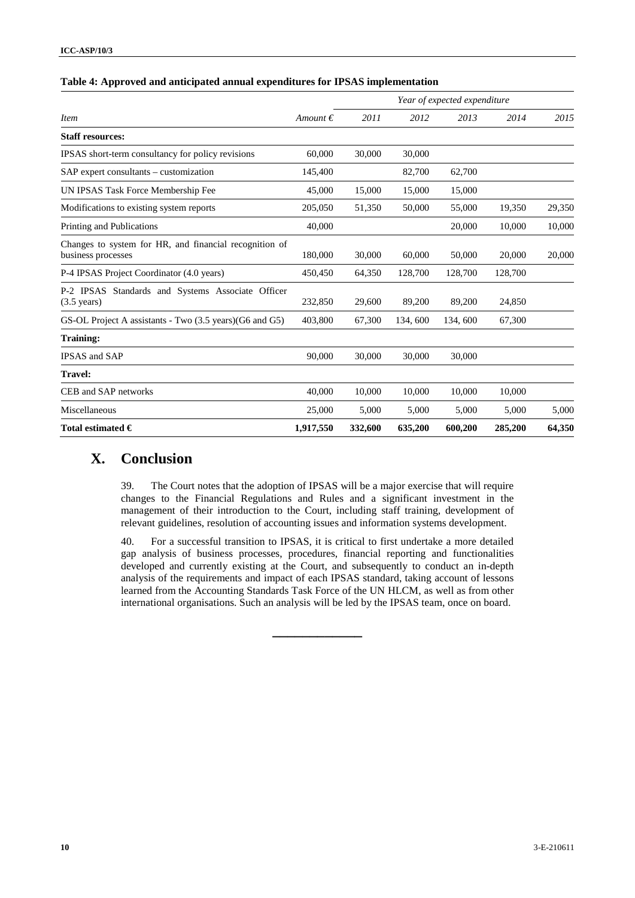**Table 4: Approved and anticipated annual expenditures for IPSAS implementation**

| *Item* | *Amount €* | *Year of expected expenditure* | | | | |
|---|---|---|---|---|---|---|
| | | *2011* | *2012* | *2013* | *2014* | *2015* |
| **Staff resources:** | | | | | | |
| IPSAS short-term consultancy for policy revisions | 60,000 | 30,000 | 30,000 | | | |
| SAP expert consultants – customization | 145,400 | | 82,700 | 62,700 | | |
| UN IPSAS Task Force Membership Fee | 45,000 | 15,000 | 15,000 | 15,000 | | |
| Modifications to existing system reports | 205,050 | 51,350 | 50,000 | 55,000 | 19,350 | 29,350 |
| Printing and Publications | 40,000 | | | 20,000 | 10,000 | 10,000 |
| Changes to system for HR, and financial recognition of business processes | 180,000 | 30,000 | 60,000 | 50,000 | 20,000 | 20,000 |
| P-4 IPSAS Project Coordinator (4.0 years) | 450,450 | 64,350 | 128,700 | 128,700 | 128,700 | |
| P-2 IPSAS Standards and Systems Associate Officer (3.5 years) | 232,850 | 29,600 | 89,200 | 89,200 | 24,850 | |
| GS-OL Project A assistants - Two (3.5 years)(G6 and G5) | 403,800 | 67,300 | 134, 600 | 134, 600 | 67,300 | |
| **Training:** | | | | | | |
| IPSAS and SAP | 90,000 | 30,000 | 30,000 | 30,000 | | |
| **Travel:** | | | | | | |
| CEB and SAP networks | 40,000 | 10,000 | 10,000 | 10,000 | 10,000 | |
| Miscellaneous | 25,000 | 5,000 | 5,000 | 5,000 | 5,000 | 5,000 |
| **Total estimated €** | **1,917,550** | **332,600** | **635,200** | **600,200** | **285,200** | **64,350** |

# X. Conclusion

39. The Court notes that the adoption of IPSAS will be a major exercise that will require changes to the Financial Regulations and Rules and a significant investment in the management of their introduction to the Court, including staff training, development of relevant guidelines, resolution of accounting issues and information systems development.

40. For a successful transition to IPSAS, it is critical to first undertake a more detailed gap analysis of business processes, procedures, financial reporting and functionalities developed and currently existing at the Court, and subsequently to conduct an in-depth analysis of the requirements and impact of each IPSAS standard, taking account of lessons learned from the Accounting Standards Task Force of the UN HLCM, as well as from other international organisations. Such an analysis will be led by the IPSAS team, once on board.

―――――――――――